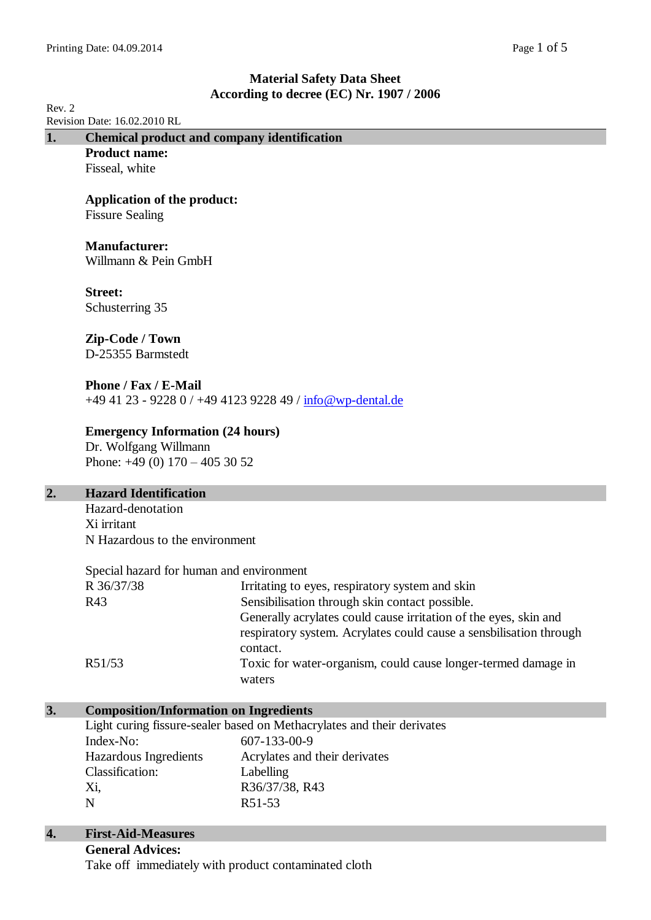# Material Safety Data Sheet
## According to decree (EC) Nr. 1907 / 2006

Rev. 2
Revision Date: 16.02.2010 RL

## 1. Chemical product and company identification

**Product name:**
Fisseal, white

**Application of the product:**
Fissure Sealing

**Manufacturer:**
Willmann & Pein GmbH

**Street:**
Schusterring 35

**Zip-Code / Town**
D-25355 Barmstedt

**Phone / Fax / E-Mail**
+49 41 23 - 9228 0 / +49 4123 9228 49 / info@wp-dental.de

**Emergency Information (24 hours)**
Dr. Wolfgang Willmann
Phone: +49 (0) 170 – 405 30 52

## 2. Hazard Identification

Hazard-denotation
Xi irritant
N Hazardous to the environment

Special hazard for human and environment

| | |
|---|---|
| R 36/37/38 | Irritating to eyes, respiratory system and skin |
| R43 | Sensibilisation through skin contact possible. Generally acrylates could cause irritation of the eyes, skin and respiratory system. Acrylates could cause a sensbilisation through contact. |
| R51/53 | Toxic for water-organism, could cause longer-termed damage in waters |

## 3. Composition/Information on Ingredients

Light curing fissure-sealer based on Methacrylates and their derivates

| | |
|---|---|
| Index-No: | 607-133-00-9 |
| Hazardous Ingredients | Acrylates and their derivates |
| Classification: | Labelling |
| Xi, | R36/37/38, R43 |
| N | R51-53 |

## 4. First-Aid-Measures

**General Advices:**
Take off immediately with product contaminated cloth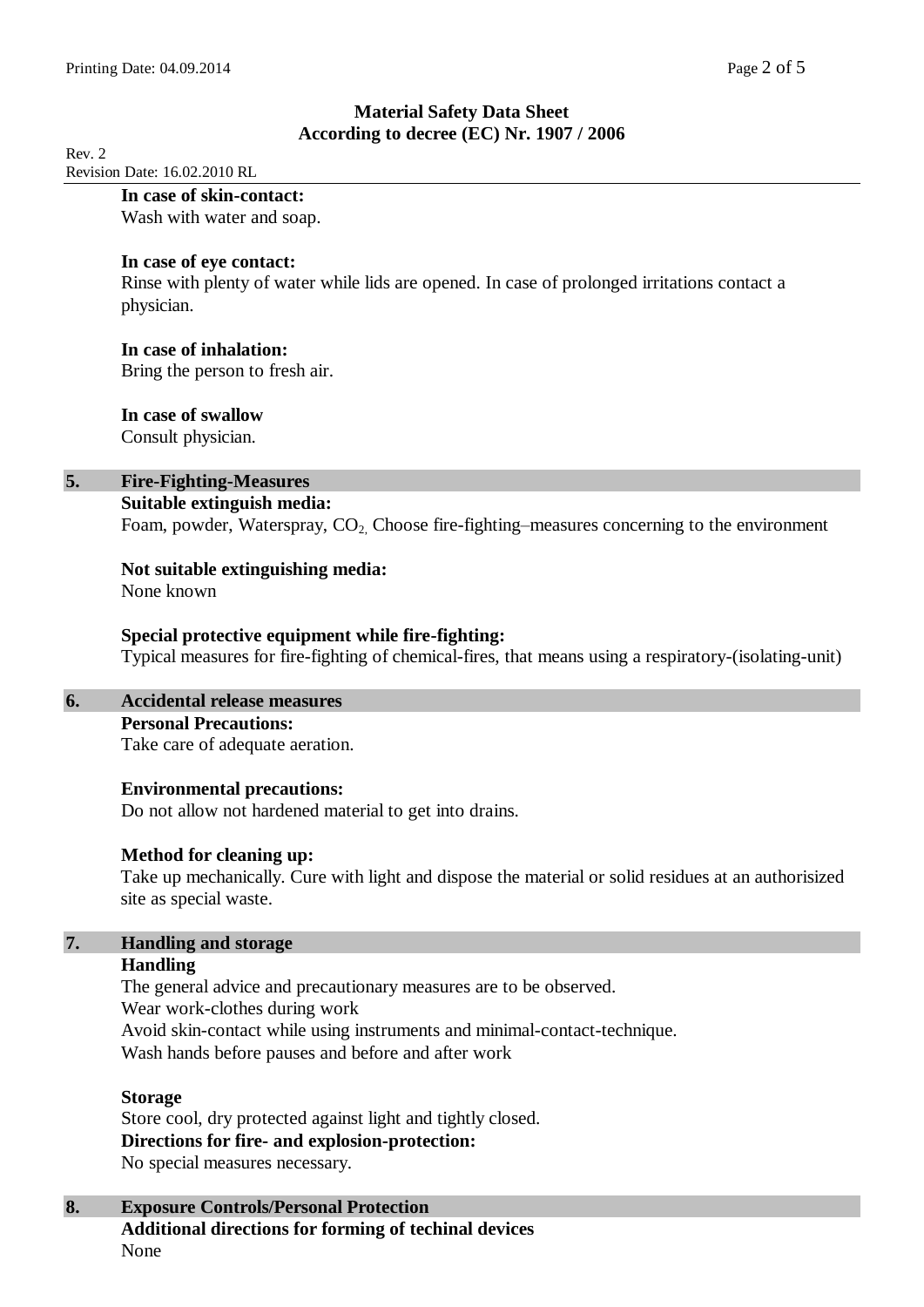**In case of skin-contact:**
Wash with water and soap.

**In case of eye contact:**
Rinse with plenty of water while lids are opened. In case of prolonged irritations contact a physician.

**In case of inhalation:**
Bring the person to fresh air.

**In case of swallow**
Consult physician.

## 5. Fire-Fighting-Measures

**Suitable extinguish media:**
Foam, powder, Waterspray, $CO_2$, Choose fire-fighting–measures concerning to the environment

**Not suitable extinguishing media:**
None known

**Special protective equipment while fire-fighting:**
Typical measures for fire-fighting of chemical-fires, that means using a respiratory-(isolating-unit)

## 6. Accidental release measures

**Personal Precautions:**
Take care of adequate aeration.

**Environmental precautions:**
Do not allow not hardened material to get into drains.

**Method for cleaning up:**
Take up mechanically. Cure with light and dispose the material or solid residues at an authorisized site as special waste.

## 7. Handling and storage

**Handling**
The general advice and precautionary measures are to be observed.
Wear work-clothes during work
Avoid skin-contact while using instruments and minimal-contact-technique.
Wash hands before pauses and before and after work

**Storage**
Store cool, dry protected against light and tightly closed.
**Directions for fire- and explosion-protection:**
No special measures necessary.

## 8. Exposure Controls/Personal Protection

**Additional directions for forming of techinal devices**
None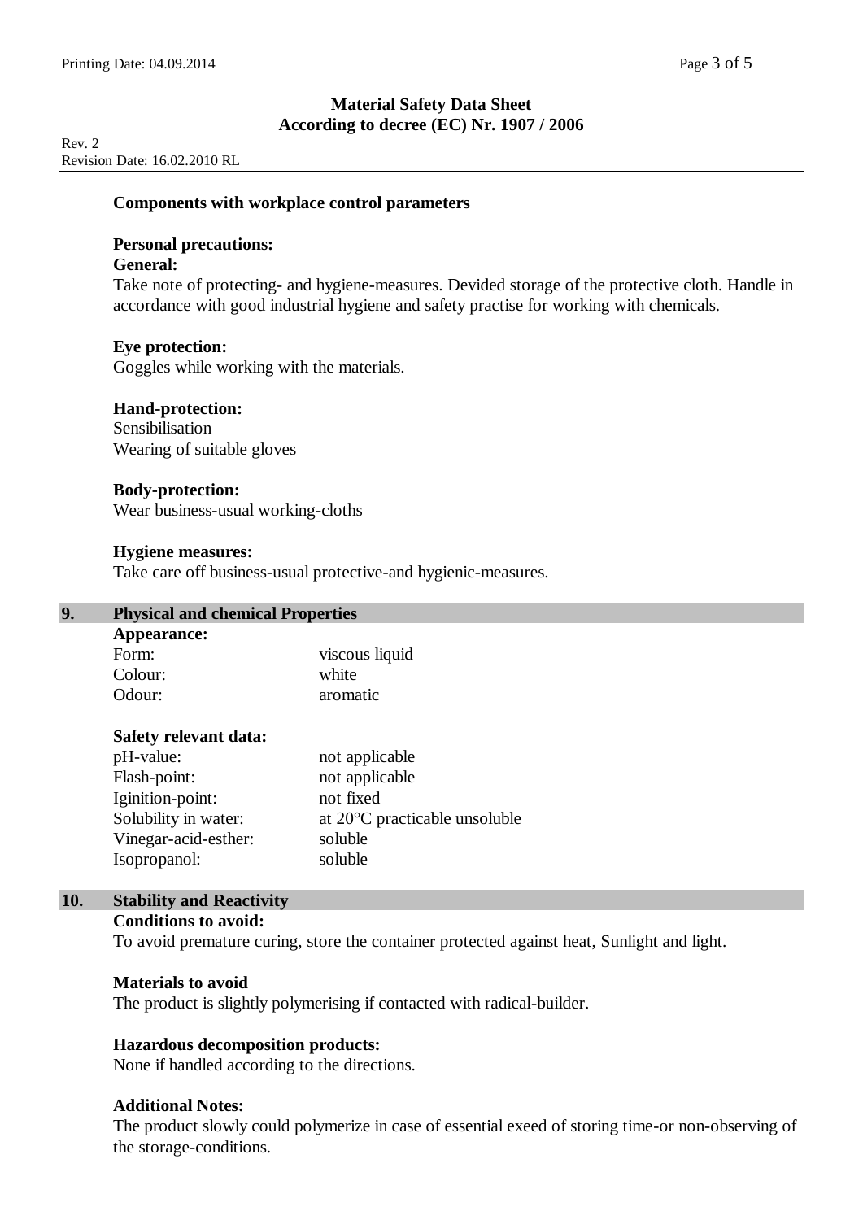**Components with workplace control parameters**

**Personal precautions:**

**General:**

Take note of protecting- and hygiene-measures. Devided storage of the protective cloth. Handle in accordance with good industrial hygiene and safety practise for working with chemicals.

**Eye protection:**

Goggles while working with the materials.

**Hand-protection:**

Sensibilisation

Wearing of suitable gloves

**Body-protection:**

Wear business-usual working-cloths

**Hygiene measures:**

Take care off business-usual protective-and hygienic-measures.

## 9. Physical and chemical Properties

**Appearance:**

| | |
|---|---|
| Form: | viscous liquid |
| Colour: | white |
| Odour: | aromatic |

**Safety relevant data:**

| | |
|---|---|
| pH-value: | not applicable |
| Flash-point: | not applicable |
| Iginition-point: | not fixed |
| Solubility in water: | at 20°C practicable unsoluble |
| Vinegar-acid-esther: | soluble |
| Isopropanol: | soluble |

## 10. Stability and Reactivity

**Conditions to avoid:**

To avoid premature curing, store the container protected against heat, Sunlight and light.

**Materials to avoid**

The product is slightly polymerising if contacted with radical-builder.

**Hazardous decomposition products:**

None if handled according to the directions.

**Additional Notes:**

The product slowly could polymerize in case of essential exeed of storing time-or non-observing of the storage-conditions.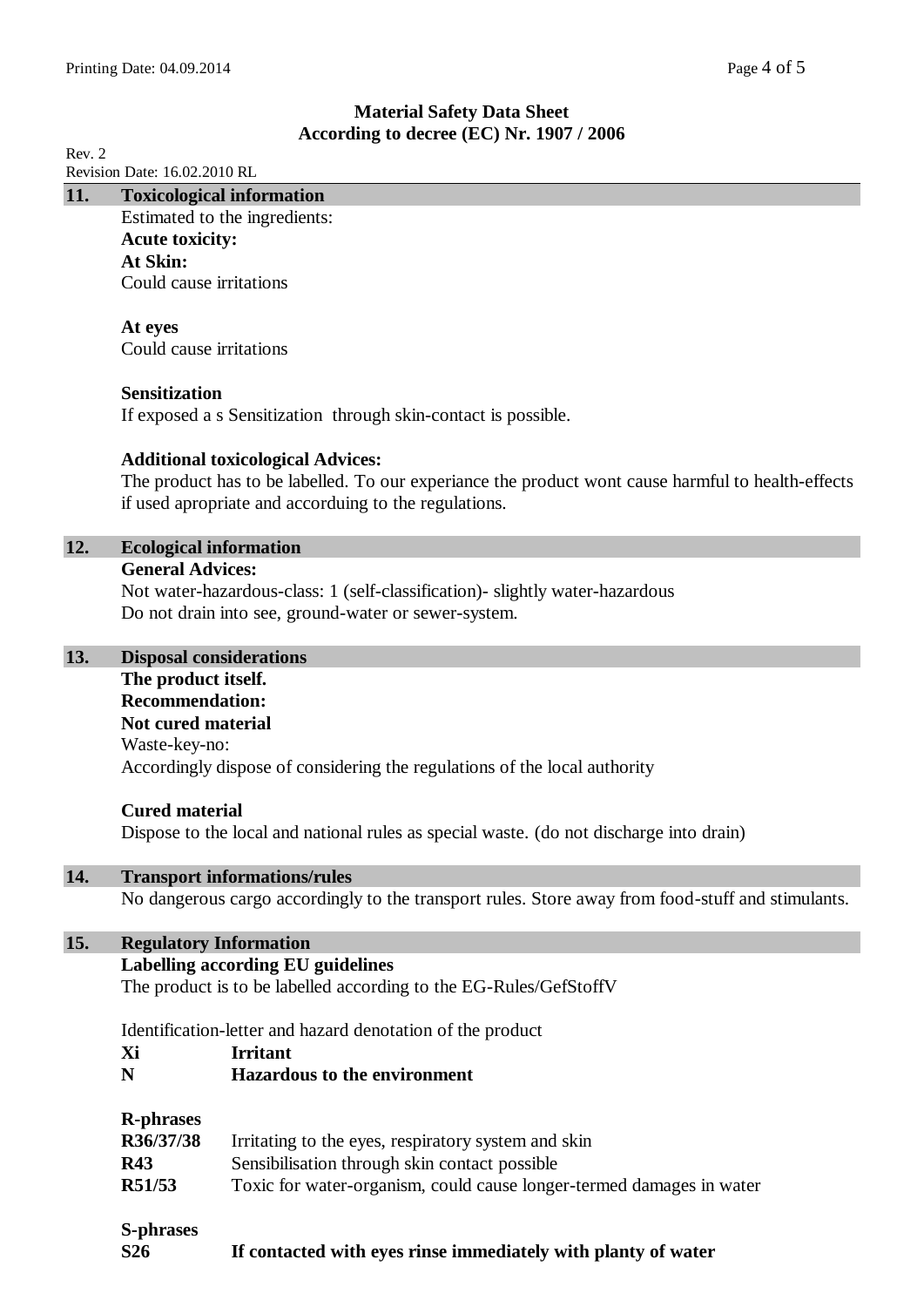**Material Safety Data Sheet**
**According to decree (EC) Nr. 1907 / 2006**

Rev. 2
Revision Date: 16.02.2010 RL

## 11. Toxicological information

Estimated to the ingredients:

**Acute toxicity:**

**At Skin:**
Could cause irritations

**At eyes**
Could cause irritations

**Sensitization**
If exposed a s Sensitization through skin-contact is possible.

**Additional toxicological Advices:**
The product has to be labelled. To our experiance the product wont cause harmful to health-effects if used apropriate and accorduing to the regulations.

## 12. Ecological information

**General Advices:**
Not water-hazardous-class: 1 (self-classification)- slightly water-hazardous
Do not drain into see, ground-water or sewer-system.

## 13. Disposal considerations

**The product itself.**
**Recommendation:**
**Not cured material**
Waste-key-no:
Accordingly dispose of considering the regulations of the local authority

**Cured material**
Dispose to the local and national rules as special waste. (do not discharge into drain)

## 14. Transport informations/rules

No dangerous cargo accordingly to the transport rules. Store away from food-stuff and stimulants.

## 15. Regulatory Information

**Labelling according EU guidelines**
The product is to be labelled according to the EG-Rules/GefStoffV

Identification-letter and hazard denotation of the product

| | |
|---|---|
| **Xi** | **Irritant** |
| **N** | **Hazardous to the environment** |

**R-phrases**

| | |
|---|---|
| **R36/37/38** | Irritating to the eyes, respiratory system and skin |
| **R43** | Sensibilisation through skin contact possible |
| **R51/53** | Toxic for water-organism, could cause longer-termed damages in water |

**S-phrases**

| | |
|---|---|
| **S26** | **If contacted with eyes rinse immediately with planty of water** |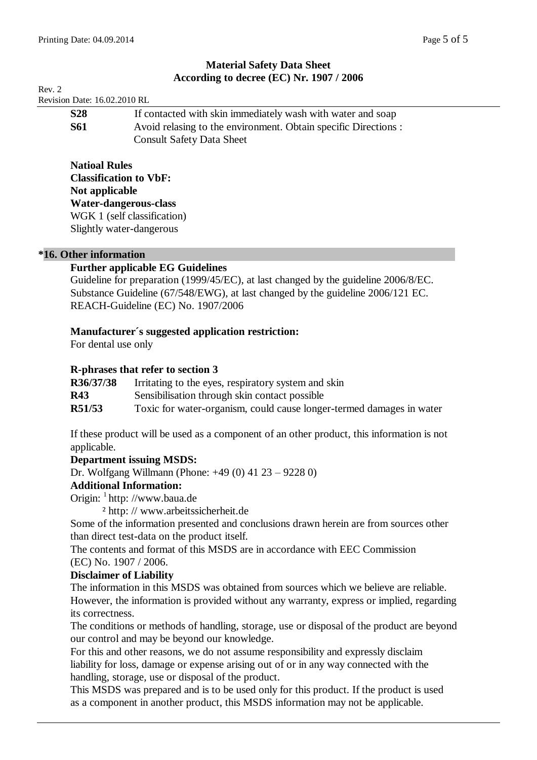| | |
|---|---|
| **S28** | If contacted with skin immediately wash with water and soap |
| **S61** | Avoid relasing to the environment. Obtain specific Directions : Consult Safety Data Sheet |

**Natioal Rules**
**Classification to VbF:**
**Not applicable**
**Water-dangerous-class**
WGK 1 (self classification)
Slightly water-dangerous

## *16. Other information

**Further applicable EG Guidelines**
Guideline for preparation (1999/45/EC), at last changed by the guideline 2006/8/EC.
Substance Guideline (67/548/EWG), at last changed by the guideline 2006/121 EC.
REACH-Guideline (EC) No. 1907/2006

**Manufacturer´s suggested application restriction:**
For dental use only

**R-phrases that refer to section 3**

| | |
|---|---|
| **R36/37/38** | Irritating to the eyes, respiratory system and skin |
| **R43** | Sensibilisation through skin contact possible |
| **R51/53** | Toxic for water-organism, could cause longer-termed damages in water |

If these product will be used as a component of an other product, this information is not applicable.

**Department issuing MSDS:**
Dr. Wolfgang Willmann (Phone: +49 (0) 41 23 – 9228 0)

**Additional Information:**
Origin: [1] http: //www.baua.de
[2] http: // www.arbeitssicherheit.de

Some of the information presented and conclusions drawn herein are from sources other than direct test-data on the product itself.
The contents and format of this MSDS are in accordance with EEC Commission (EC) No. 1907 / 2006.

**Disclaimer of Liability**
The information in this MSDS was obtained from sources which we believe are reliable. However, the information is provided without any warranty, express or implied, regarding its correctness.
The conditions or methods of handling, storage, use or disposal of the product are beyond our control and may be beyond our knowledge.
For this and other reasons, we do not assume responsibility and expressly disclaim liability for loss, damage or expense arising out of or in any way connected with the handling, storage, use or disposal of the product.
This MSDS was prepared and is to be used only for this product. If the product is used as a component in another product, this MSDS information may not be applicable.